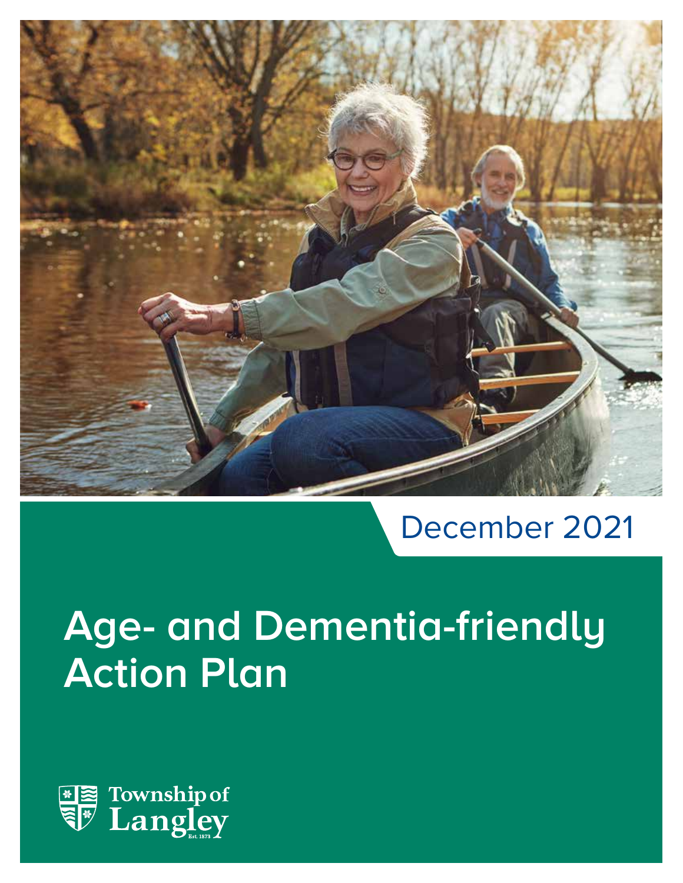December 2021

# Age- and Dementia-friendly Action Plan

Township of Langley

Est. 1873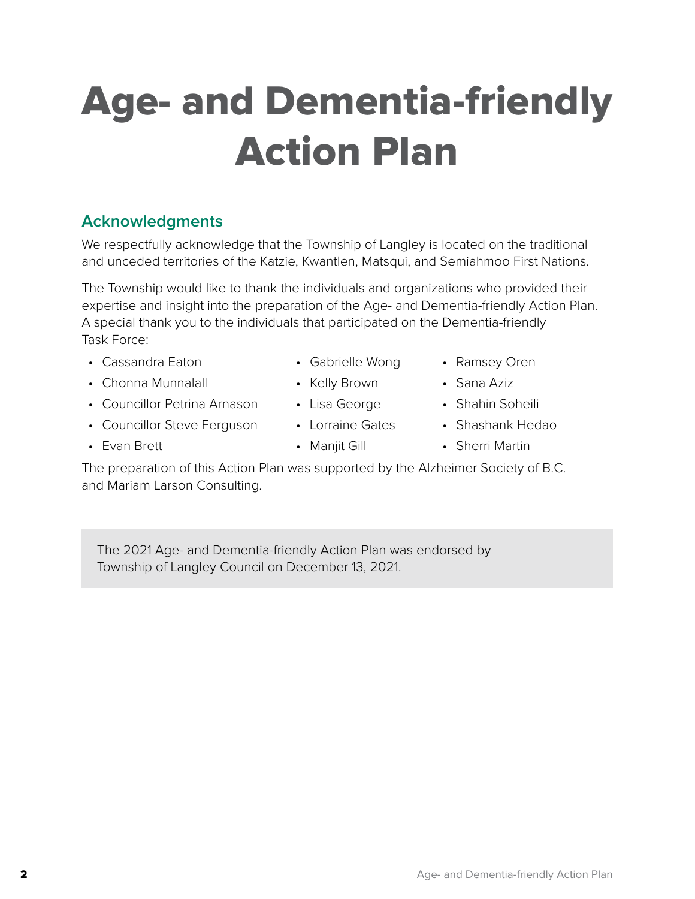# Age- and Dementia-friendly Action Plan

## Acknowledgments

We respectfully acknowledge that the Township of Langley is located on the traditional and unceded territories of the Katzie, Kwantlen, Matsqui, and Semiahmoo First Nations.

The Township would like to thank the individuals and organizations who provided their expertise and insight into the preparation of the Age- and Dementia-friendly Action Plan. A special thank you to the individuals that participated on the Dementia-friendly Task Force:

- Cassandra Eaton
- Chonna Munnalall
- Councillor Petrina Arnason
- Councillor Steve Ferguson
- Evan Brett
- Gabrielle Wong
- Kelly Brown
- Lisa George
- Lorraine Gates
- Manjit Gill
- Ramsey Oren
- Sana Aziz
- Shahin Soheili
- Shashank Hedao
- Sherri Martin

The preparation of this Action Plan was supported by the Alzheimer Society of B.C. and Mariam Larson Consulting.

The 2021 Age- and Dementia-friendly Action Plan was endorsed by Township of Langley Council on December 13, 2021.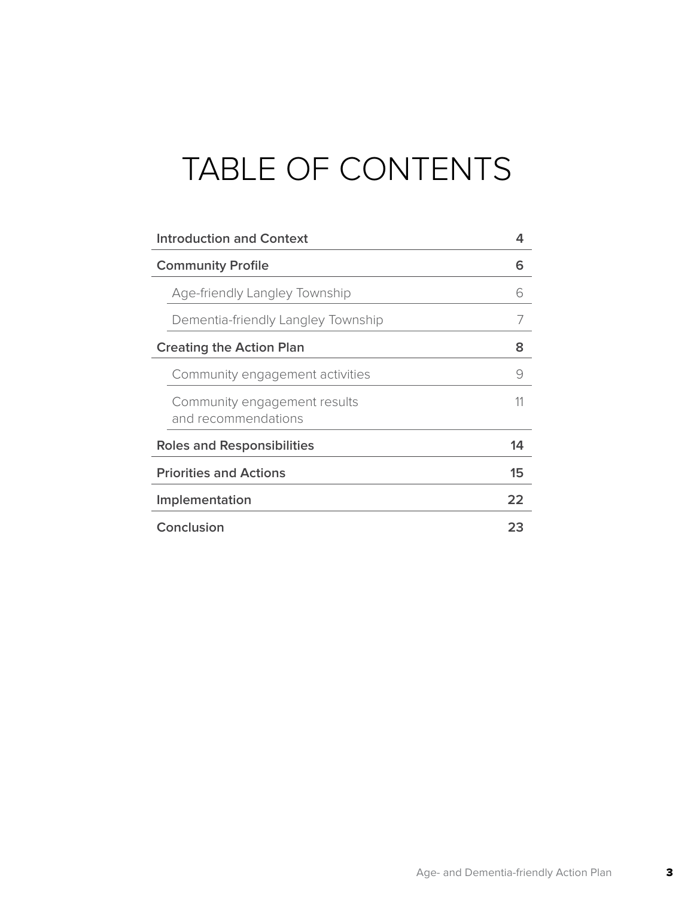# TABLE OF CONTENTS

| | |
|---|---|
| **Introduction and Context** | **4** |
| **Community Profile** | **6** |
| Age-friendly Langley Township | 6 |
| Dementia-friendly Langley Township | 7 |
| **Creating the Action Plan** | **8** |
| Community engagement activities | 9 |
| Community engagement results and recommendations | 11 |
| **Roles and Responsibilities** | **14** |
| **Priorities and Actions** | **15** |
| **Implementation** | **22** |
| **Conclusion** | **23** |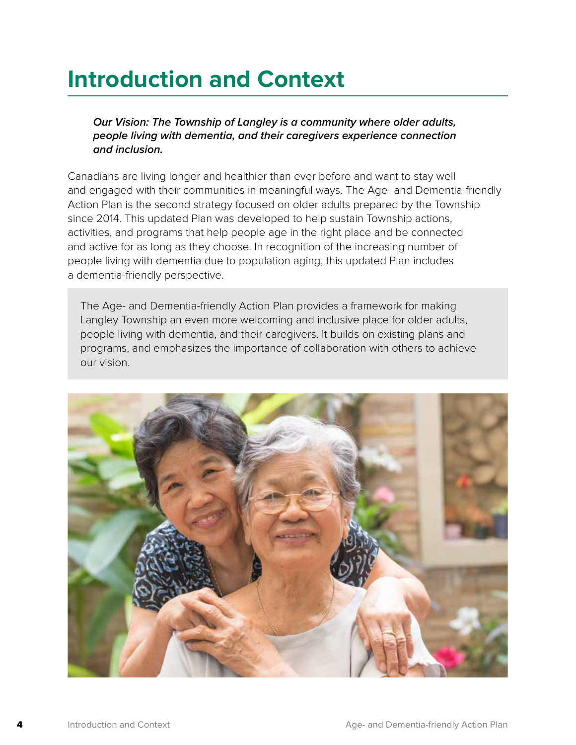# Introduction and Context

***Our Vision: The Township of Langley is a community where older adults, people living with dementia, and their caregivers experience connection and inclusion.***

Canadians are living longer and healthier than ever before and want to stay well and engaged with their communities in meaningful ways. The Age- and Dementia-friendly Action Plan is the second strategy focused on older adults prepared by the Township since 2014. This updated Plan was developed to help sustain Township actions, activities, and programs that help people age in the right place and be connected and active for as long as they choose. In recognition of the increasing number of people living with dementia due to population aging, this updated Plan includes a dementia-friendly perspective.

The Age- and Dementia-friendly Action Plan provides a framework for making Langley Township an even more welcoming and inclusive place for older adults, people living with dementia, and their caregivers. It builds on existing plans and programs, and emphasizes the importance of collaboration with others to achieve our vision.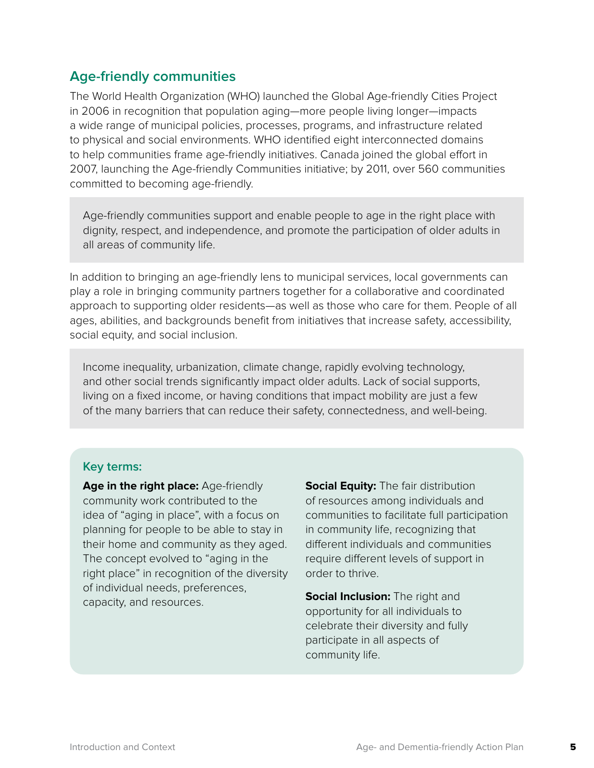## Age-friendly communities

The World Health Organization (WHO) launched the Global Age-friendly Cities Project in 2006 in recognition that population aging—more people living longer—impacts a wide range of municipal policies, processes, programs, and infrastructure related to physical and social environments. WHO identified eight interconnected domains to help communities frame age-friendly initiatives. Canada joined the global effort in 2007, launching the Age-friendly Communities initiative; by 2011, over 560 communities committed to becoming age-friendly.

> Age-friendly communities support and enable people to age in the right place with dignity, respect, and independence, and promote the participation of older adults in all areas of community life.

In addition to bringing an age-friendly lens to municipal services, local governments can play a role in bringing community partners together for a collaborative and coordinated approach to supporting older residents—as well as those who care for them. People of all ages, abilities, and backgrounds benefit from initiatives that increase safety, accessibility, social equity, and social inclusion.

> Income inequality, urbanization, climate change, rapidly evolving technology, and other social trends significantly impact older adults. Lack of social supports, living on a fixed income, or having conditions that impact mobility are just a few of the many barriers that can reduce their safety, connectedness, and well-being.

### Key terms:

**Age in the right place:** Age-friendly community work contributed to the idea of "aging in place", with a focus on planning for people to be able to stay in their home and community as they aged. The concept evolved to "aging in the right place" in recognition of the diversity of individual needs, preferences, capacity, and resources.

**Social Equity:** The fair distribution of resources among individuals and communities to facilitate full participation in community life, recognizing that different individuals and communities require different levels of support in order to thrive.

**Social Inclusion:** The right and opportunity for all individuals to celebrate their diversity and fully participate in all aspects of community life.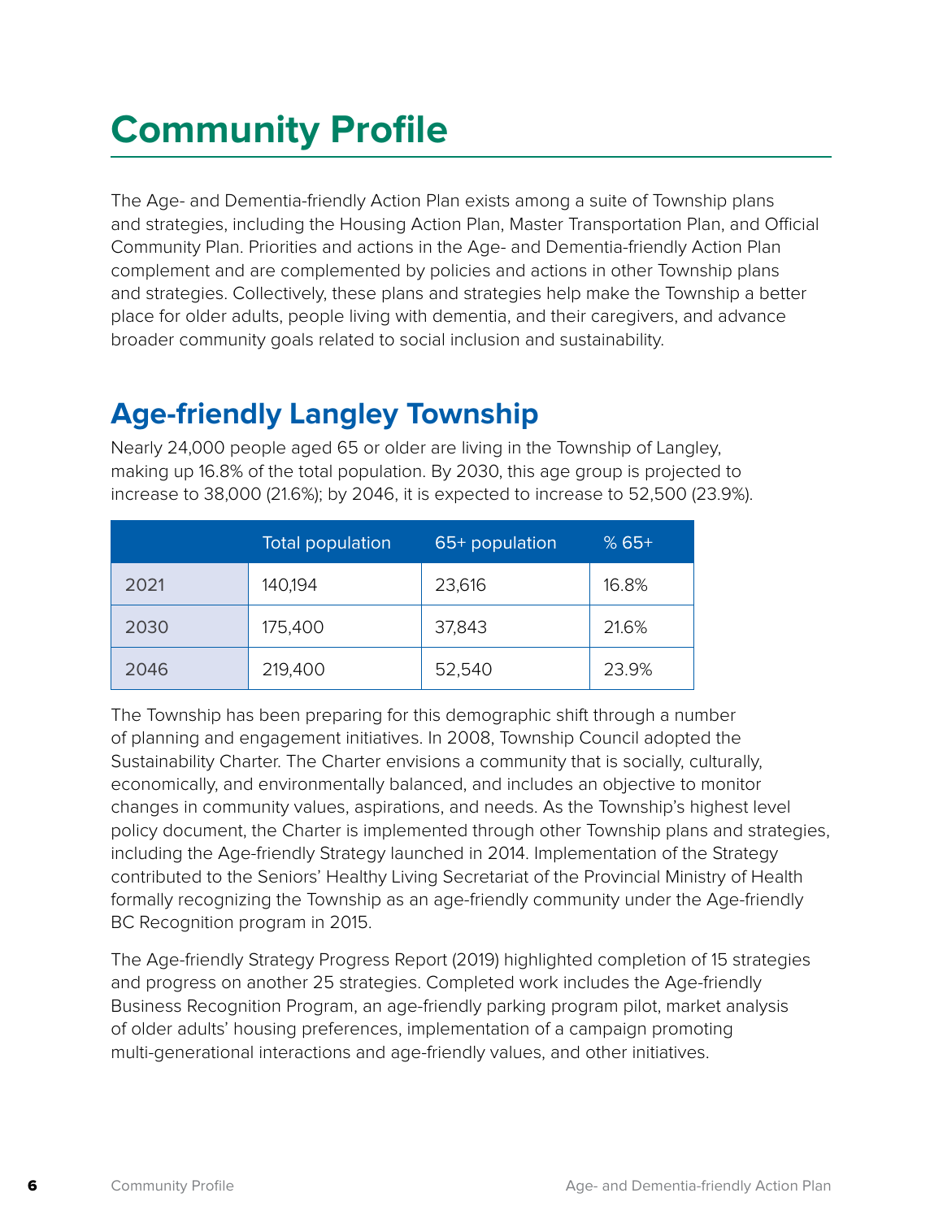# Community Profile

The Age- and Dementia-friendly Action Plan exists among a suite of Township plans and strategies, including the Housing Action Plan, Master Transportation Plan, and Official Community Plan. Priorities and actions in the Age- and Dementia-friendly Action Plan complement and are complemented by policies and actions in other Township plans and strategies. Collectively, these plans and strategies help make the Township a better place for older adults, people living with dementia, and their caregivers, and advance broader community goals related to social inclusion and sustainability.

## Age-friendly Langley Township

Nearly 24,000 people aged 65 or older are living in the Township of Langley, making up 16.8% of the total population. By 2030, this age group is projected to increase to 38,000 (21.6%); by 2046, it is expected to increase to 52,500 (23.9%).

| | Total population | 65+ population | % 65+ |
|---|---|---|---|
| 2021 | 140,194 | 23,616 | 16.8% |
| 2030 | 175,400 | 37,843 | 21.6% |
| 2046 | 219,400 | 52,540 | 23.9% |

The Township has been preparing for this demographic shift through a number of planning and engagement initiatives. In 2008, Township Council adopted the Sustainability Charter. The Charter envisions a community that is socially, culturally, economically, and environmentally balanced, and includes an objective to monitor changes in community values, aspirations, and needs. As the Township's highest level policy document, the Charter is implemented through other Township plans and strategies, including the Age-friendly Strategy launched in 2014. Implementation of the Strategy contributed to the Seniors' Healthy Living Secretariat of the Provincial Ministry of Health formally recognizing the Township as an age-friendly community under the Age-friendly BC Recognition program in 2015.

The Age-friendly Strategy Progress Report (2019) highlighted completion of 15 strategies and progress on another 25 strategies. Completed work includes the Age-friendly Business Recognition Program, an age-friendly parking program pilot, market analysis of older adults' housing preferences, implementation of a campaign promoting multi-generational interactions and age-friendly values, and other initiatives.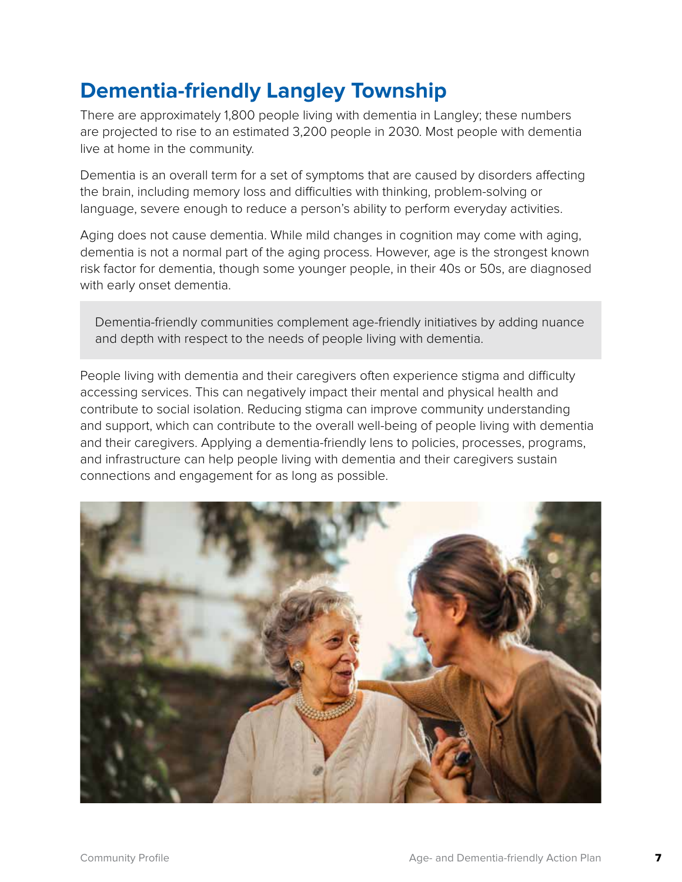# Dementia-friendly Langley Township

There are approximately 1,800 people living with dementia in Langley; these numbers are projected to rise to an estimated 3,200 people in 2030. Most people with dementia live at home in the community.

Dementia is an overall term for a set of symptoms that are caused by disorders affecting the brain, including memory loss and difficulties with thinking, problem-solving or language, severe enough to reduce a person's ability to perform everyday activities.

Aging does not cause dementia. While mild changes in cognition may come with aging, dementia is not a normal part of the aging process. However, age is the strongest known risk factor for dementia, though some younger people, in their 40s or 50s, are diagnosed with early onset dementia.

> Dementia-friendly communities complement age-friendly initiatives by adding nuance and depth with respect to the needs of people living with dementia.

People living with dementia and their caregivers often experience stigma and difficulty accessing services. This can negatively impact their mental and physical health and contribute to social isolation. Reducing stigma can improve community understanding and support, which can contribute to the overall well-being of people living with dementia and their caregivers. Applying a dementia-friendly lens to policies, processes, programs, and infrastructure can help people living with dementia and their caregivers sustain connections and engagement for as long as possible.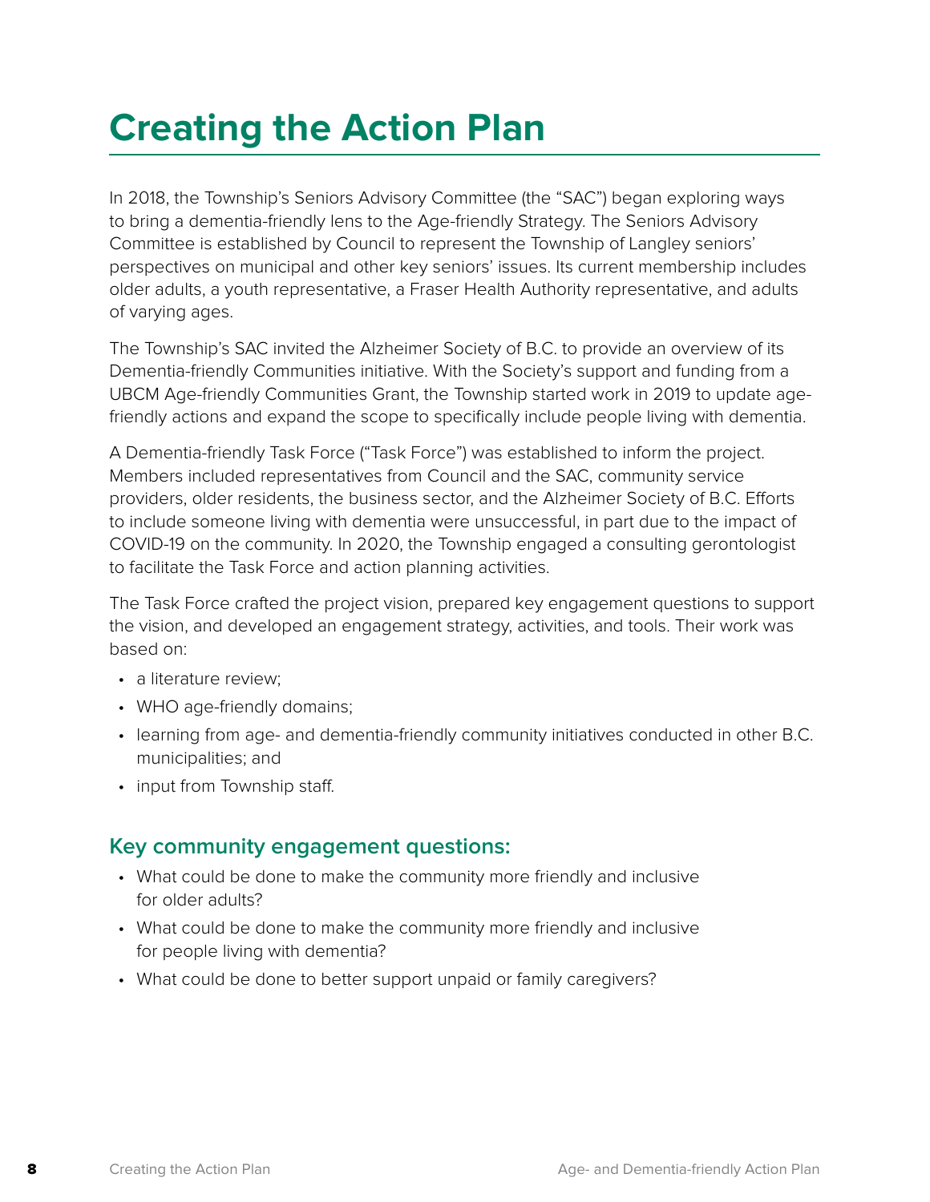# Creating the Action Plan

In 2018, the Township's Seniors Advisory Committee (the "SAC") began exploring ways to bring a dementia-friendly lens to the Age-friendly Strategy. The Seniors Advisory Committee is established by Council to represent the Township of Langley seniors' perspectives on municipal and other key seniors' issues. Its current membership includes older adults, a youth representative, a Fraser Health Authority representative, and adults of varying ages.

The Township's SAC invited the Alzheimer Society of B.C. to provide an overview of its Dementia-friendly Communities initiative. With the Society's support and funding from a UBCM Age-friendly Communities Grant, the Township started work in 2019 to update age-friendly actions and expand the scope to specifically include people living with dementia.

A Dementia-friendly Task Force ("Task Force") was established to inform the project. Members included representatives from Council and the SAC, community service providers, older residents, the business sector, and the Alzheimer Society of B.C. Efforts to include someone living with dementia were unsuccessful, in part due to the impact of COVID-19 on the community. In 2020, the Township engaged a consulting gerontologist to facilitate the Task Force and action planning activities.

The Task Force crafted the project vision, prepared key engagement questions to support the vision, and developed an engagement strategy, activities, and tools. Their work was based on:

- a literature review;
- WHO age-friendly domains;
- learning from age- and dementia-friendly community initiatives conducted in other B.C. municipalities; and
- input from Township staff.

## Key community engagement questions:

- What could be done to make the community more friendly and inclusive for older adults?
- What could be done to make the community more friendly and inclusive for people living with dementia?
- What could be done to better support unpaid or family caregivers?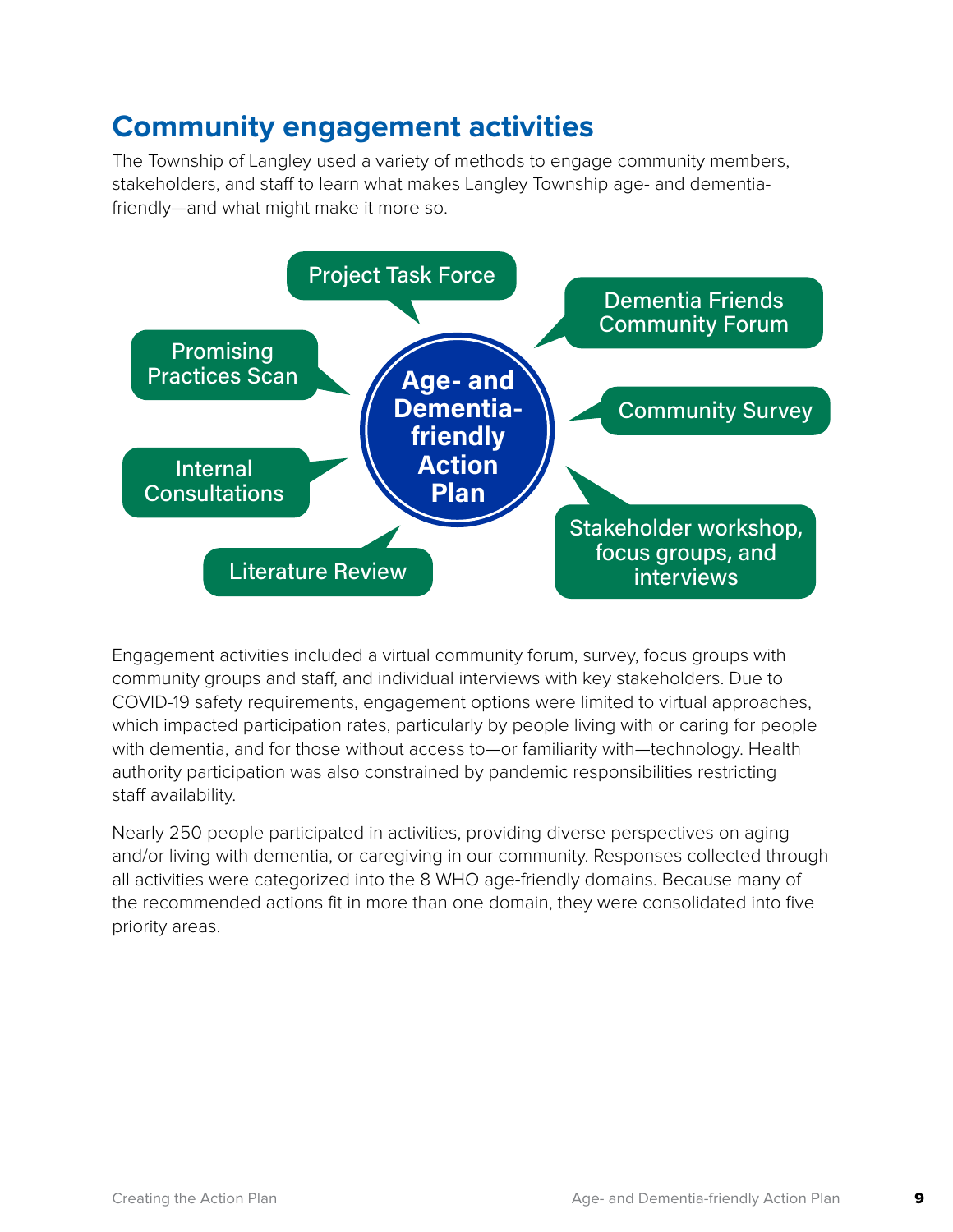## Community engagement activities

The Township of Langley used a variety of methods to engage community members, stakeholders, and staff to learn what makes Langley Township age- and dementia-friendly—and what might make it more so.

**Age- and Dementia-friendly Action Plan**

- Project Task Force
- Dementia Friends Community Forum
- Community Survey
- Stakeholder workshop, focus groups, and interviews
- Literature Review
- Internal Consultations
- Promising Practices Scan

Engagement activities included a virtual community forum, survey, focus groups with community groups and staff, and individual interviews with key stakeholders. Due to COVID-19 safety requirements, engagement options were limited to virtual approaches, which impacted participation rates, particularly by people living with or caring for people with dementia, and for those without access to—or familiarity with—technology. Health authority participation was also constrained by pandemic responsibilities restricting staff availability.

Nearly 250 people participated in activities, providing diverse perspectives on aging and/or living with dementia, or caregiving in our community. Responses collected through all activities were categorized into the 8 WHO age-friendly domains. Because many of the recommended actions fit in more than one domain, they were consolidated into five priority areas.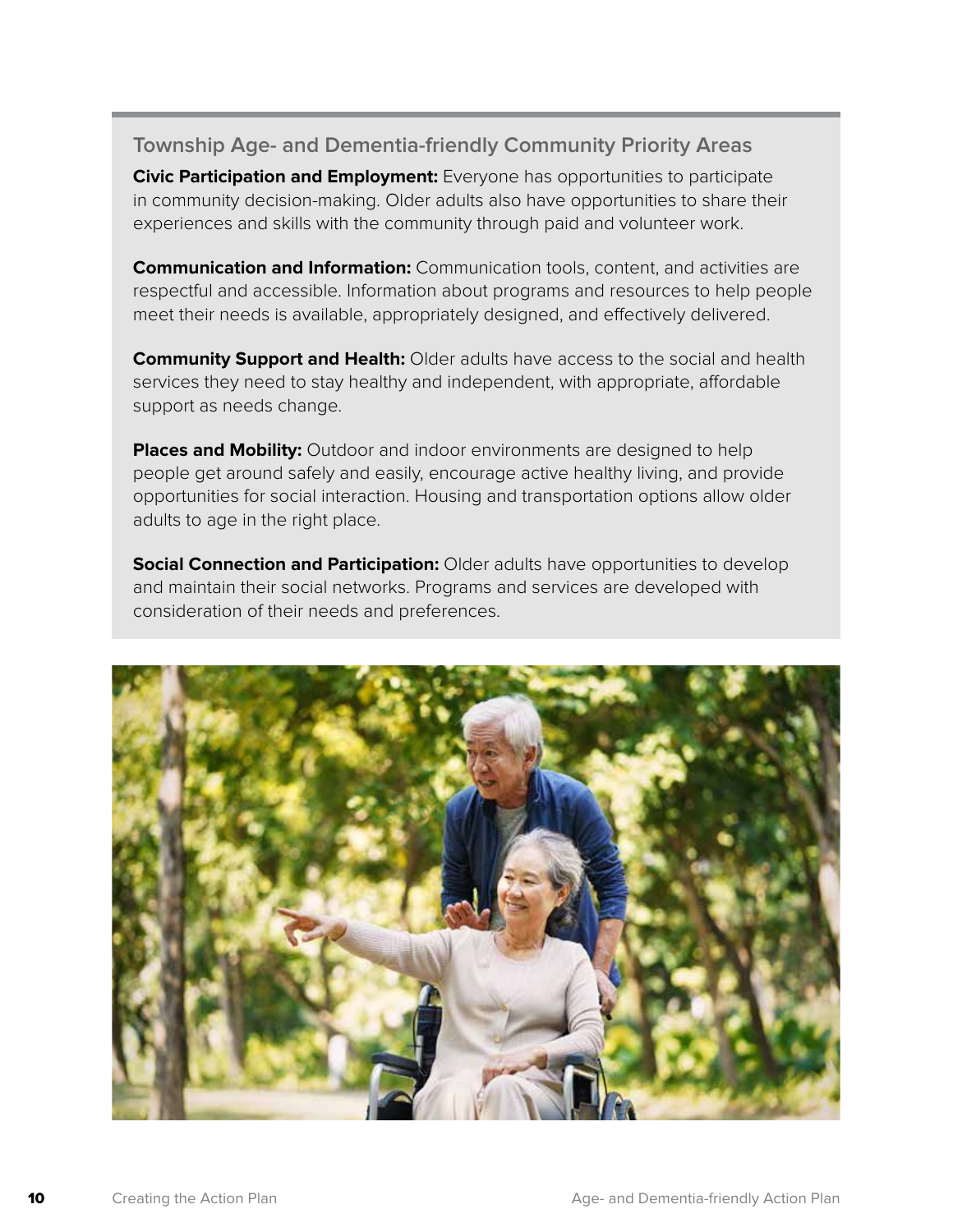### Township Age- and Dementia-friendly Community Priority Areas

**Civic Participation and Employment:** Everyone has opportunities to participate in community decision-making. Older adults also have opportunities to share their experiences and skills with the community through paid and volunteer work.

**Communication and Information:** Communication tools, content, and activities are respectful and accessible. Information about programs and resources to help people meet their needs is available, appropriately designed, and effectively delivered.

**Community Support and Health:** Older adults have access to the social and health services they need to stay healthy and independent, with appropriate, affordable support as needs change.

**Places and Mobility:** Outdoor and indoor environments are designed to help people get around safely and easily, encourage active healthy living, and provide opportunities for social interaction. Housing and transportation options allow older adults to age in the right place.

**Social Connection and Participation:** Older adults have opportunities to develop and maintain their social networks. Programs and services are developed with consideration of their needs and preferences.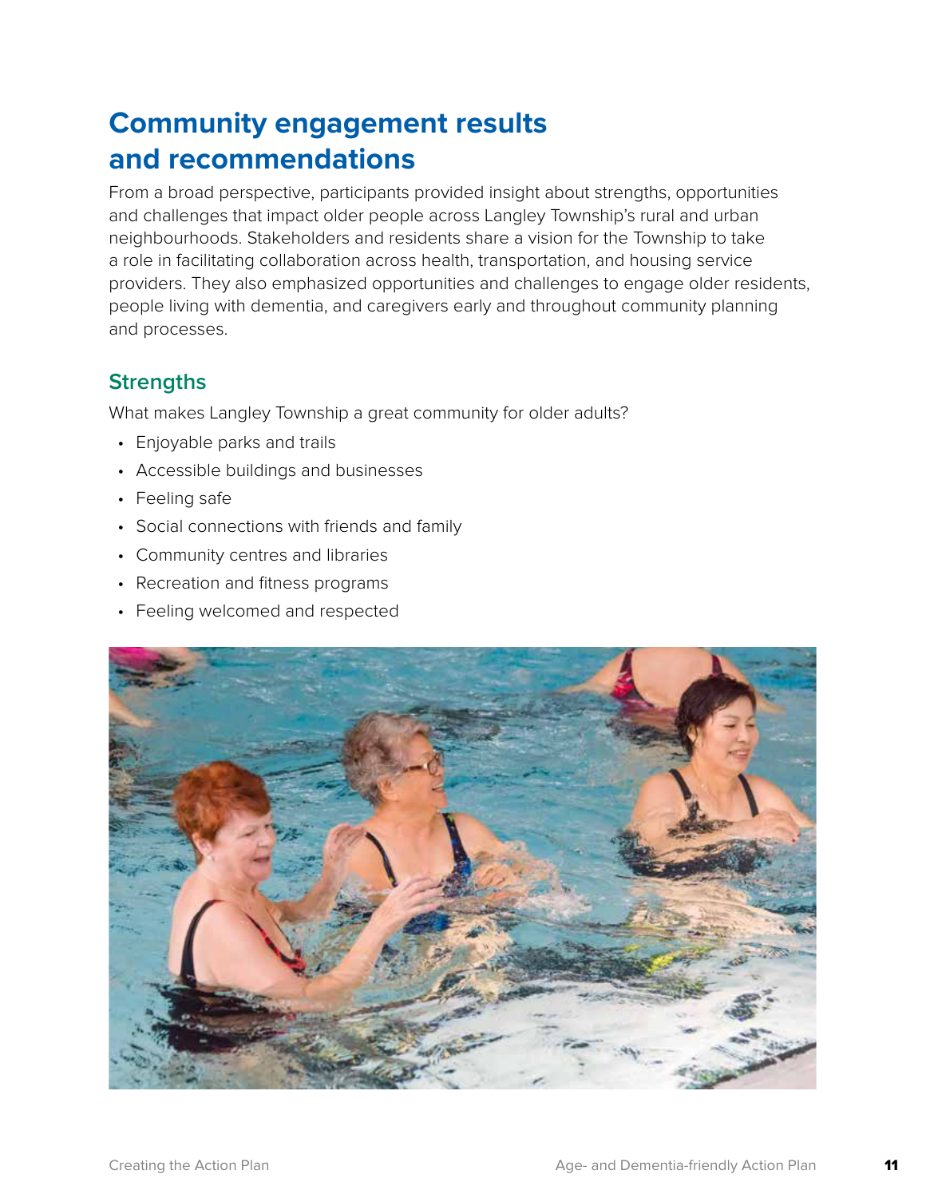# Community engagement results and recommendations

From a broad perspective, participants provided insight about strengths, opportunities and challenges that impact older people across Langley Township's rural and urban neighbourhoods. Stakeholders and residents share a vision for the Township to take a role in facilitating collaboration across health, transportation, and housing service providers. They also emphasized opportunities and challenges to engage older residents, people living with dementia, and caregivers early and throughout community planning and processes.

## Strengths

What makes Langley Township a great community for older adults?

- Enjoyable parks and trails
- Accessible buildings and businesses
- Feeling safe
- Social connections with friends and family
- Community centres and libraries
- Recreation and fitness programs
- Feeling welcomed and respected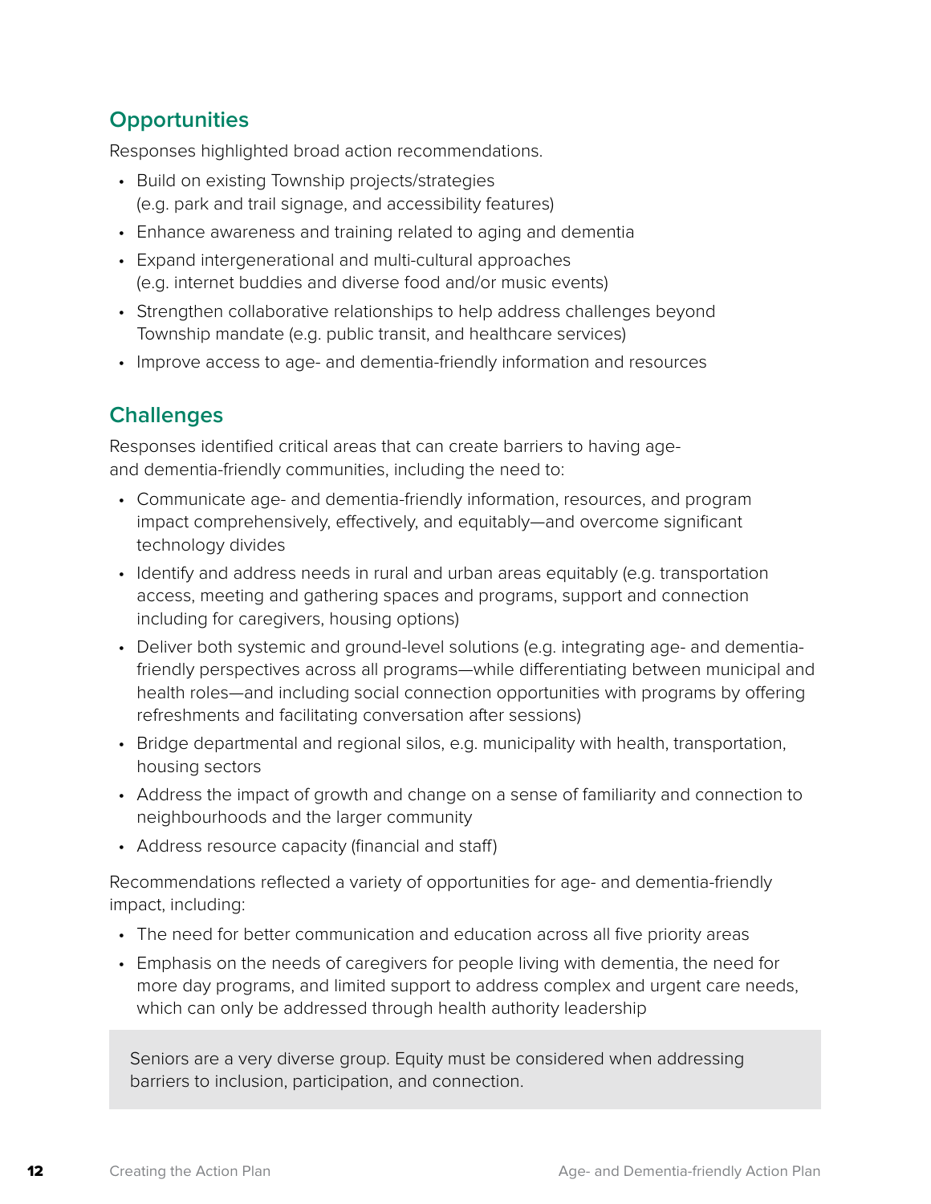## Opportunities

Responses highlighted broad action recommendations.

- Build on existing Township projects/strategies (e.g. park and trail signage, and accessibility features)
- Enhance awareness and training related to aging and dementia
- Expand intergenerational and multi-cultural approaches (e.g. internet buddies and diverse food and/or music events)
- Strengthen collaborative relationships to help address challenges beyond Township mandate (e.g. public transit, and healthcare services)
- Improve access to age- and dementia-friendly information and resources

## Challenges

Responses identified critical areas that can create barriers to having age- and dementia-friendly communities, including the need to:

- Communicate age- and dementia-friendly information, resources, and program impact comprehensively, effectively, and equitably—and overcome significant technology divides
- Identify and address needs in rural and urban areas equitably (e.g. transportation access, meeting and gathering spaces and programs, support and connection including for caregivers, housing options)
- Deliver both systemic and ground-level solutions (e.g. integrating age- and dementia-friendly perspectives across all programs—while differentiating between municipal and health roles—and including social connection opportunities with programs by offering refreshments and facilitating conversation after sessions)
- Bridge departmental and regional silos, e.g. municipality with health, transportation, housing sectors
- Address the impact of growth and change on a sense of familiarity and connection to neighbourhoods and the larger community
- Address resource capacity (financial and staff)

Recommendations reflected a variety of opportunities for age- and dementia-friendly impact, including:

- The need for better communication and education across all five priority areas
- Emphasis on the needs of caregivers for people living with dementia, the need for more day programs, and limited support to address complex and urgent care needs, which can only be addressed through health authority leadership

> Seniors are a very diverse group. Equity must be considered when addressing barriers to inclusion, participation, and connection.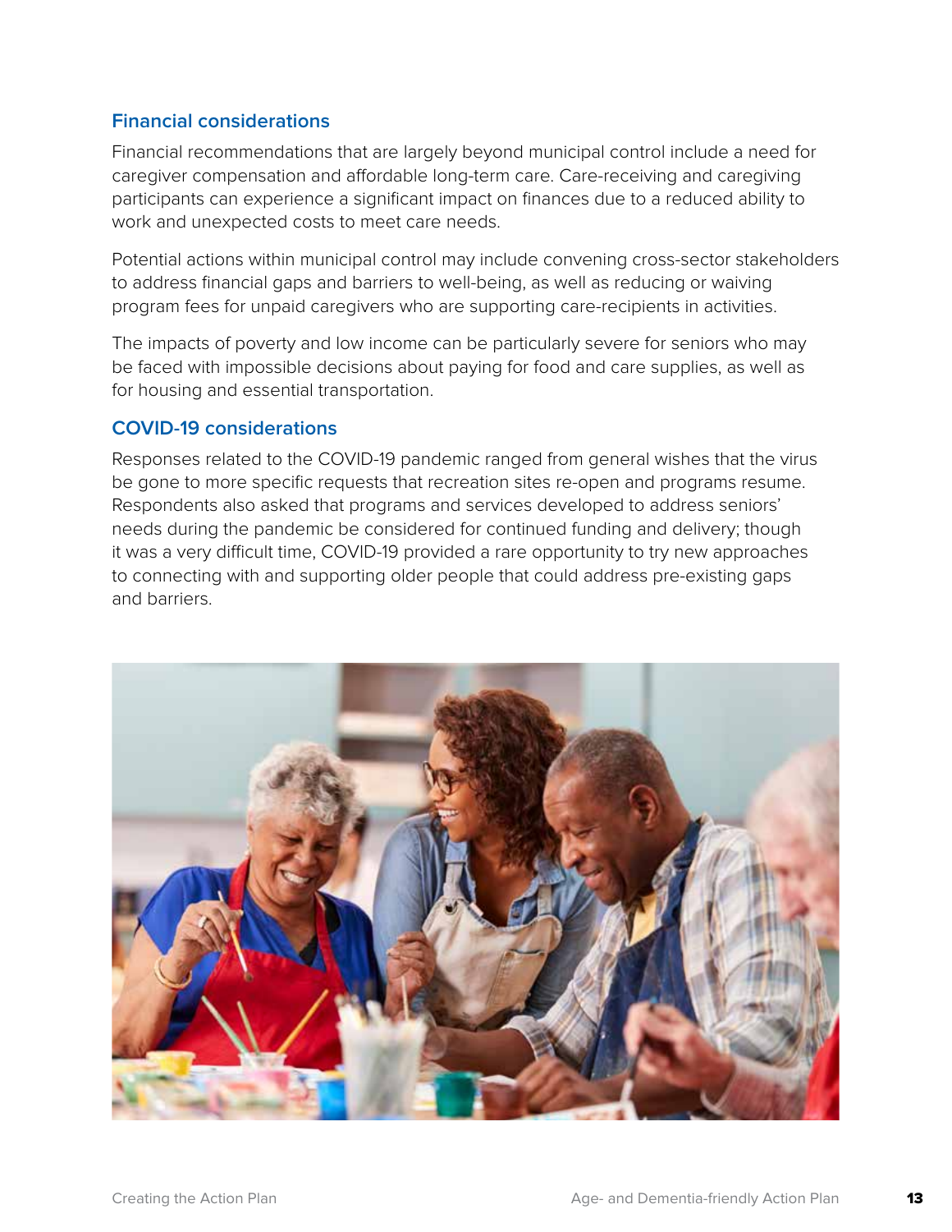### Financial considerations

Financial recommendations that are largely beyond municipal control include a need for caregiver compensation and affordable long-term care. Care-receiving and caregiving participants can experience a significant impact on finances due to a reduced ability to work and unexpected costs to meet care needs.

Potential actions within municipal control may include convening cross-sector stakeholders to address financial gaps and barriers to well-being, as well as reducing or waiving program fees for unpaid caregivers who are supporting care-recipients in activities.

The impacts of poverty and low income can be particularly severe for seniors who may be faced with impossible decisions about paying for food and care supplies, as well as for housing and essential transportation.

### COVID-19 considerations

Responses related to the COVID-19 pandemic ranged from general wishes that the virus be gone to more specific requests that recreation sites re-open and programs resume. Respondents also asked that programs and services developed to address seniors' needs during the pandemic be considered for continued funding and delivery; though it was a very difficult time, COVID-19 provided a rare opportunity to try new approaches to connecting with and supporting older people that could address pre-existing gaps and barriers.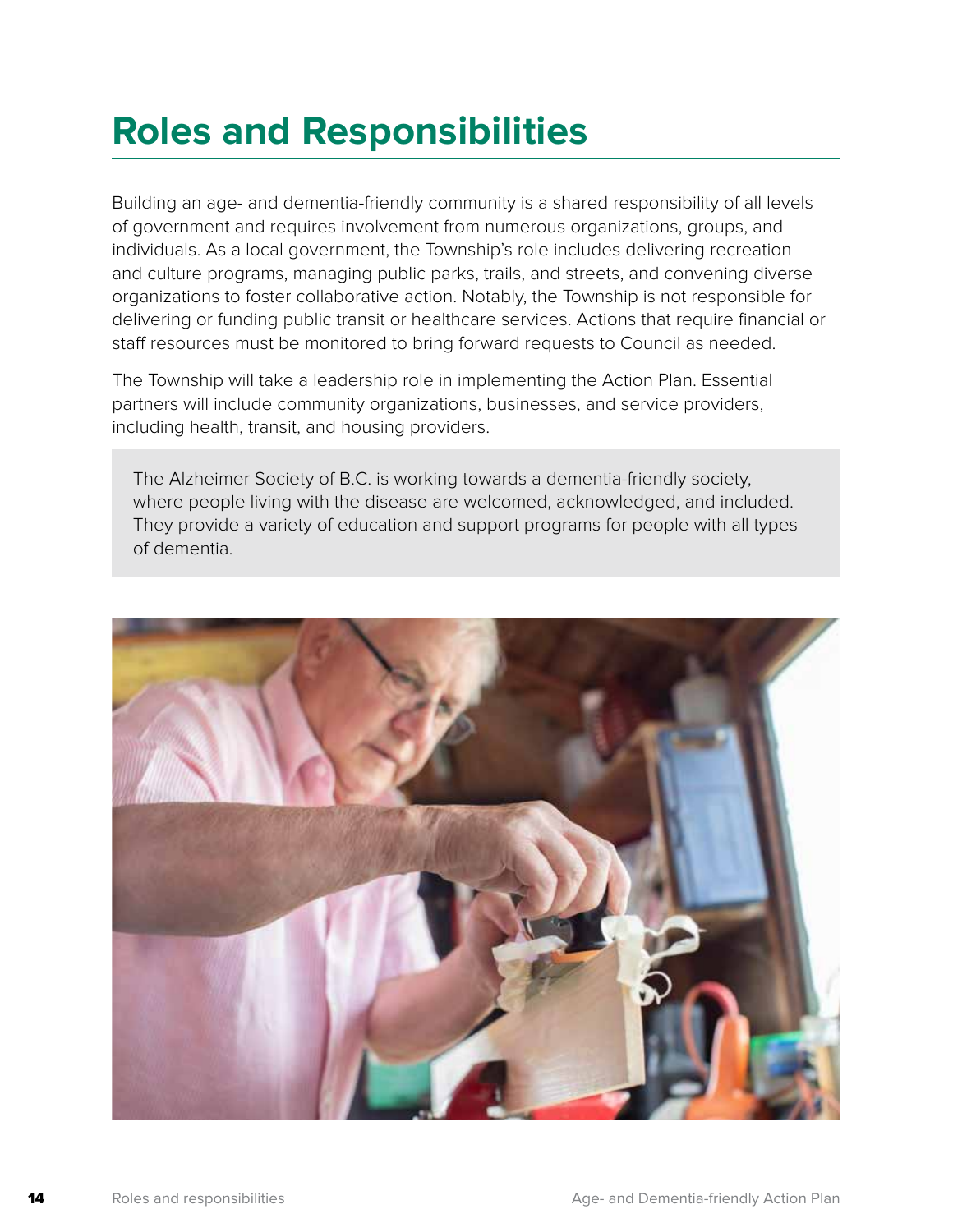# Roles and Responsibilities

Building an age- and dementia-friendly community is a shared responsibility of all levels of government and requires involvement from numerous organizations, groups, and individuals. As a local government, the Township's role includes delivering recreation and culture programs, managing public parks, trails, and streets, and convening diverse organizations to foster collaborative action. Notably, the Township is not responsible for delivering or funding public transit or healthcare services. Actions that require financial or staff resources must be monitored to bring forward requests to Council as needed.

The Township will take a leadership role in implementing the Action Plan. Essential partners will include community organizations, businesses, and service providers, including health, transit, and housing providers.

> The Alzheimer Society of B.C. is working towards a dementia-friendly society, where people living with the disease are welcomed, acknowledged, and included. They provide a variety of education and support programs for people with all types of dementia.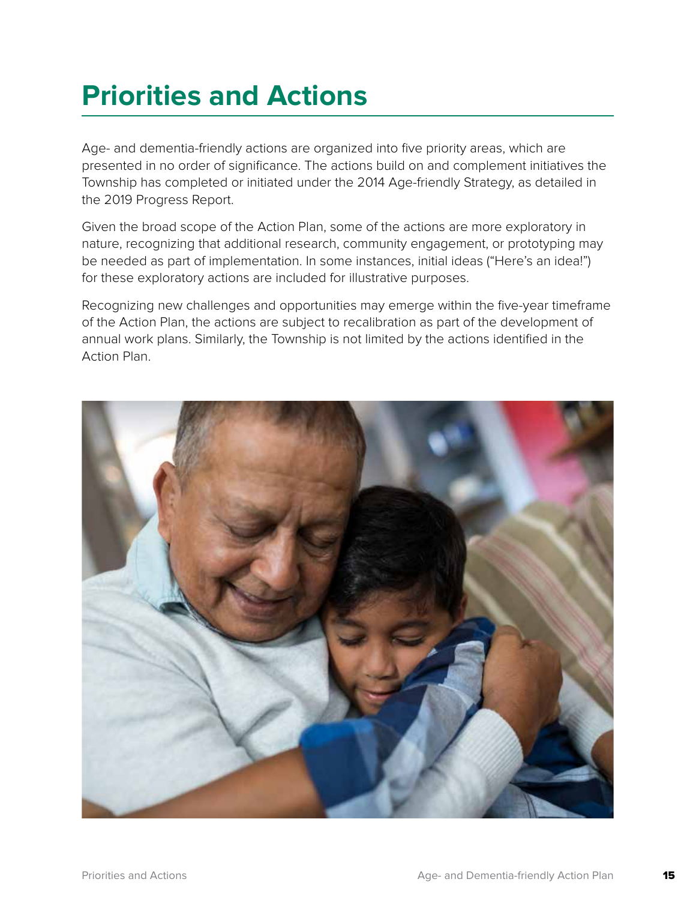# Priorities and Actions

Age- and dementia-friendly actions are organized into five priority areas, which are presented in no order of significance. The actions build on and complement initiatives the Township has completed or initiated under the 2014 Age-friendly Strategy, as detailed in the 2019 Progress Report.

Given the broad scope of the Action Plan, some of the actions are more exploratory in nature, recognizing that additional research, community engagement, or prototyping may be needed as part of implementation. In some instances, initial ideas ("Here's an idea!") for these exploratory actions are included for illustrative purposes.

Recognizing new challenges and opportunities may emerge within the five-year timeframe of the Action Plan, the actions are subject to recalibration as part of the development of annual work plans. Similarly, the Township is not limited by the actions identified in the Action Plan.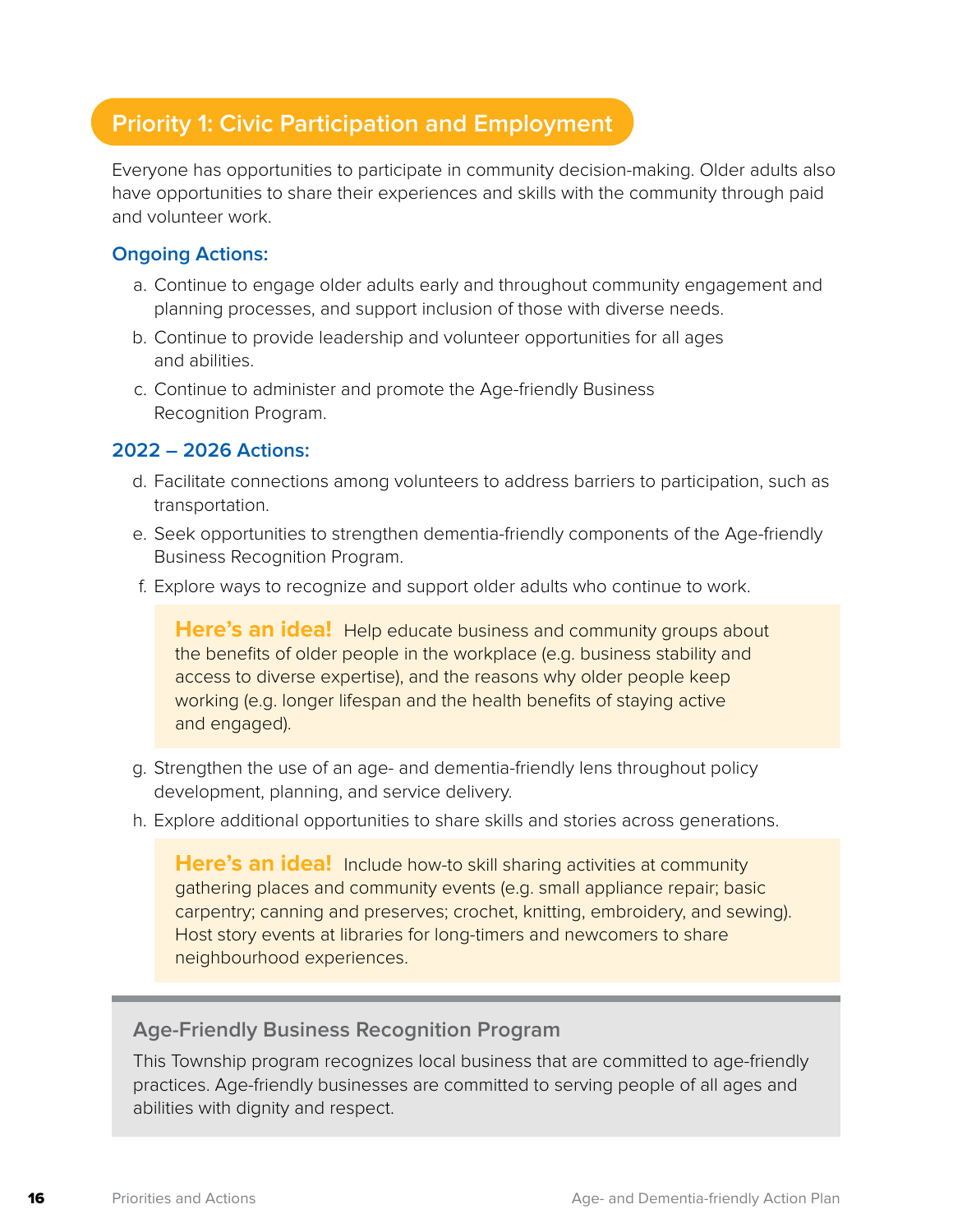## Priority 1: Civic Participation and Employment

Everyone has opportunities to participate in community decision-making. Older adults also have opportunities to share their experiences and skills with the community through paid and volunteer work.

### Ongoing Actions:

a. Continue to engage older adults early and throughout community engagement and planning processes, and support inclusion of those with diverse needs.

b. Continue to provide leadership and volunteer opportunities for all ages and abilities.

c. Continue to administer and promote the Age-friendly Business Recognition Program.

### 2022 – 2026 Actions:

d. Facilitate connections among volunteers to address barriers to participation, such as transportation.

e. Seek opportunities to strengthen dementia-friendly components of the Age-friendly Business Recognition Program.

f. Explore ways to recognize and support older adults who continue to work.

> **Here's an idea!** Help educate business and community groups about the benefits of older people in the workplace (e.g. business stability and access to diverse expertise), and the reasons why older people keep working (e.g. longer lifespan and the health benefits of staying active and engaged).

g. Strengthen the use of an age- and dementia-friendly lens throughout policy development, planning, and service delivery.

h. Explore additional opportunities to share skills and stories across generations.

> **Here's an idea!** Include how-to skill sharing activities at community gathering places and community events (e.g. small appliance repair; basic carpentry; canning and preserves; crochet, knitting, embroidery, and sewing). Host story events at libraries for long-timers and newcomers to share neighbourhood experiences.

### Age-Friendly Business Recognition Program

This Township program recognizes local business that are committed to age-friendly practices. Age-friendly businesses are committed to serving people of all ages and abilities with dignity and respect.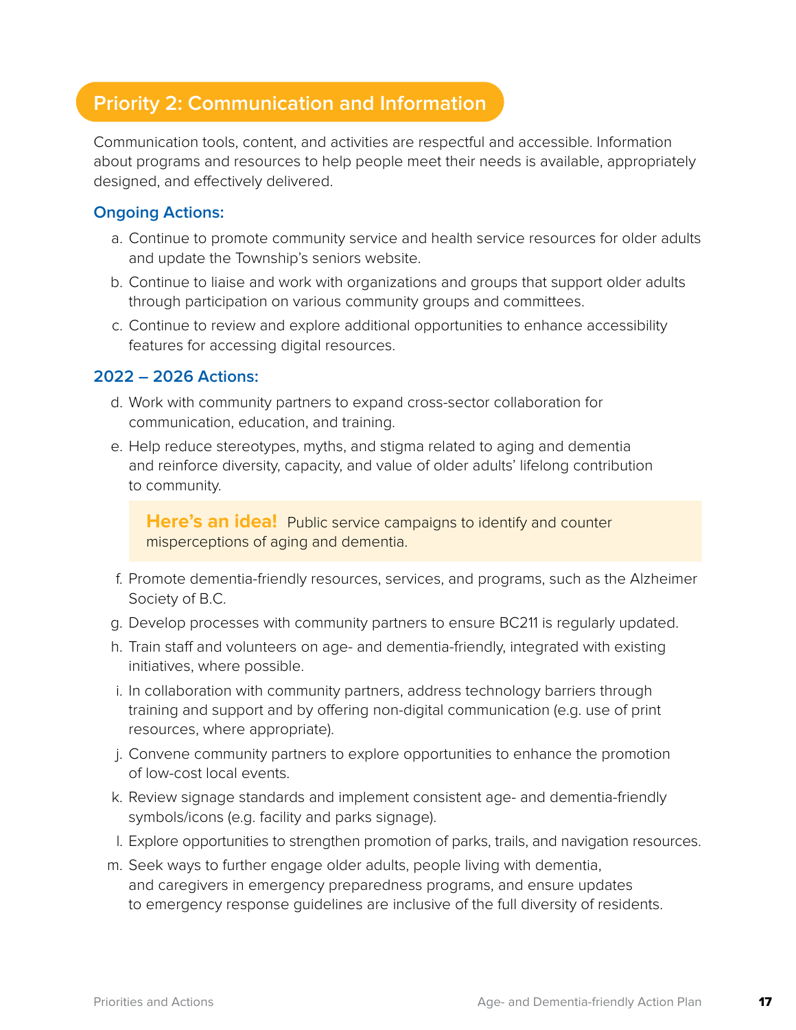## Priority 2: Communication and Information

Communication tools, content, and activities are respectful and accessible. Information about programs and resources to help people meet their needs is available, appropriately designed, and effectively delivered.

### Ongoing Actions:

a. Continue to promote community service and health service resources for older adults and update the Township's seniors website.

b. Continue to liaise and work with organizations and groups that support older adults through participation on various community groups and committees.

c. Continue to review and explore additional opportunities to enhance accessibility features for accessing digital resources.

### 2022 – 2026 Actions:

d. Work with community partners to expand cross-sector collaboration for communication, education, and training.

e. Help reduce stereotypes, myths, and stigma related to aging and dementia and reinforce diversity, capacity, and value of older adults' lifelong contribution to community.

> **Here's an idea!** Public service campaigns to identify and counter misperceptions of aging and dementia.

f. Promote dementia-friendly resources, services, and programs, such as the Alzheimer Society of B.C.

g. Develop processes with community partners to ensure BC211 is regularly updated.

h. Train staff and volunteers on age- and dementia-friendly, integrated with existing initiatives, where possible.

i. In collaboration with community partners, address technology barriers through training and support and by offering non-digital communication (e.g. use of print resources, where appropriate).

j. Convene community partners to explore opportunities to enhance the promotion of low-cost local events.

k. Review signage standards and implement consistent age- and dementia-friendly symbols/icons (e.g. facility and parks signage).

l. Explore opportunities to strengthen promotion of parks, trails, and navigation resources.

m. Seek ways to further engage older adults, people living with dementia, and caregivers in emergency preparedness programs, and ensure updates to emergency response guidelines are inclusive of the full diversity of residents.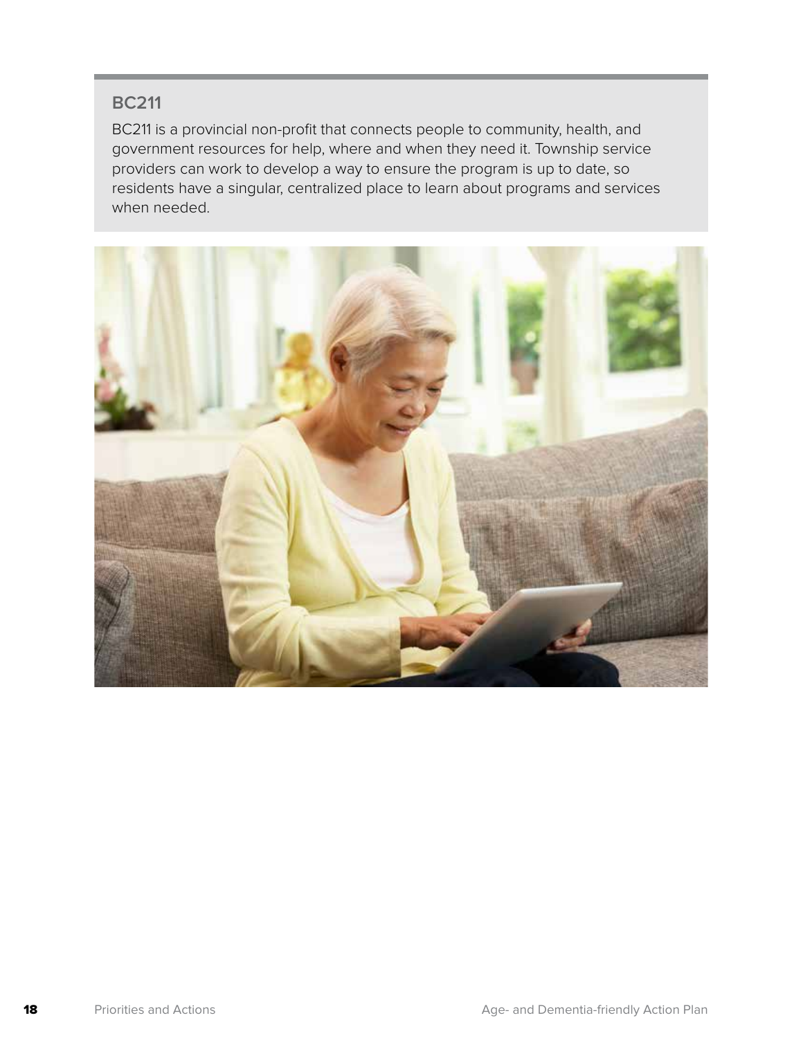### BC211

BC211 is a provincial non-profit that connects people to community, health, and government resources for help, where and when they need it. Township service providers can work to develop a way to ensure the program is up to date, so residents have a singular, centralized place to learn about programs and services when needed.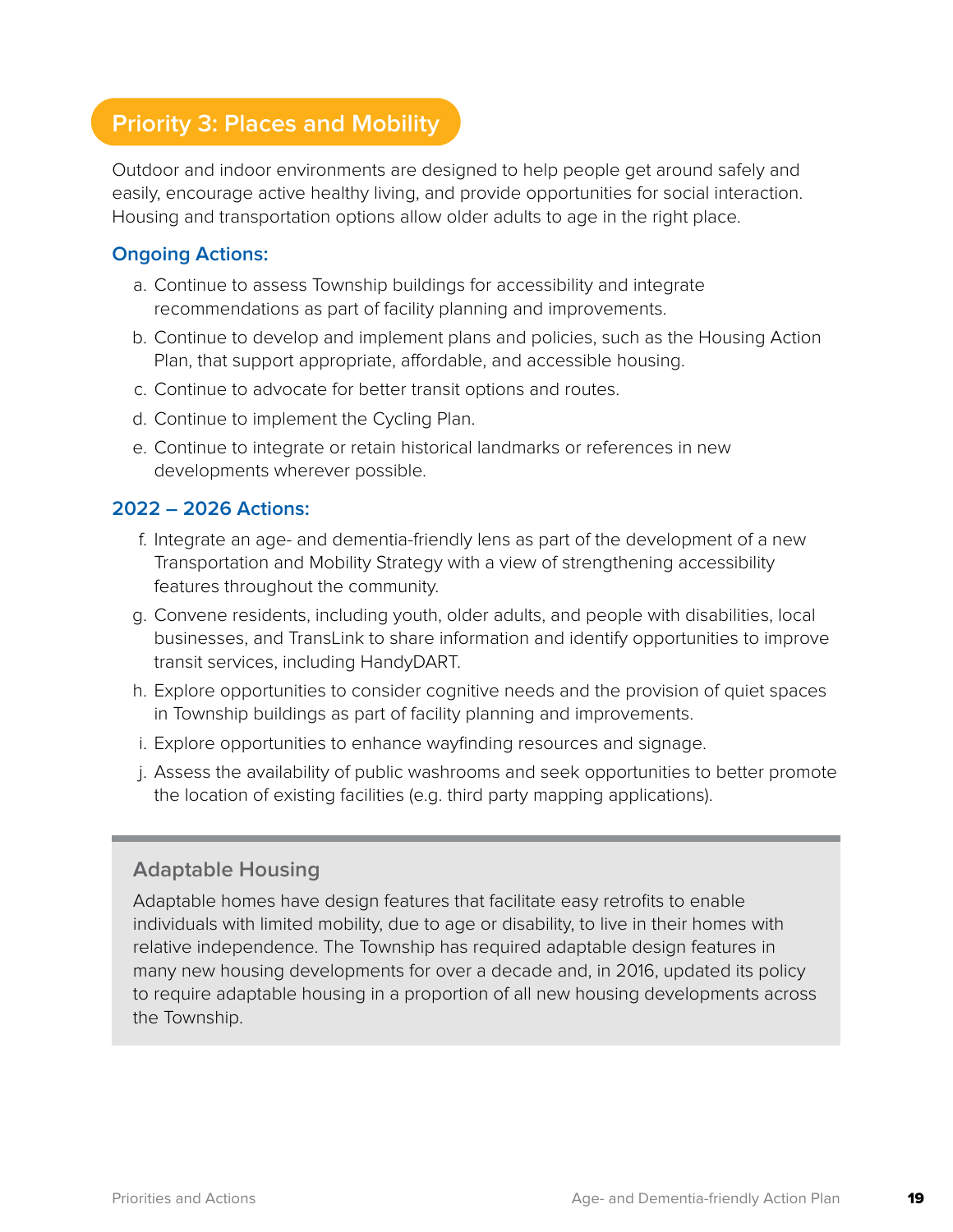## Priority 3: Places and Mobility

Outdoor and indoor environments are designed to help people get around safely and easily, encourage active healthy living, and provide opportunities for social interaction. Housing and transportation options allow older adults to age in the right place.

### Ongoing Actions:

a. Continue to assess Township buildings for accessibility and integrate recommendations as part of facility planning and improvements.

b. Continue to develop and implement plans and policies, such as the Housing Action Plan, that support appropriate, affordable, and accessible housing.

c. Continue to advocate for better transit options and routes.

d. Continue to implement the Cycling Plan.

e. Continue to integrate or retain historical landmarks or references in new developments wherever possible.

### 2022 – 2026 Actions:

f. Integrate an age- and dementia-friendly lens as part of the development of a new Transportation and Mobility Strategy with a view of strengthening accessibility features throughout the community.

g. Convene residents, including youth, older adults, and people with disabilities, local businesses, and TransLink to share information and identify opportunities to improve transit services, including HandyDART.

h. Explore opportunities to consider cognitive needs and the provision of quiet spaces in Township buildings as part of facility planning and improvements.

i. Explore opportunities to enhance wayfinding resources and signage.

j. Assess the availability of public washrooms and seek opportunities to better promote the location of existing facilities (e.g. third party mapping applications).

### Adaptable Housing

Adaptable homes have design features that facilitate easy retrofits to enable individuals with limited mobility, due to age or disability, to live in their homes with relative independence. The Township has required adaptable design features in many new housing developments for over a decade and, in 2016, updated its policy to require adaptable housing in a proportion of all new housing developments across the Township.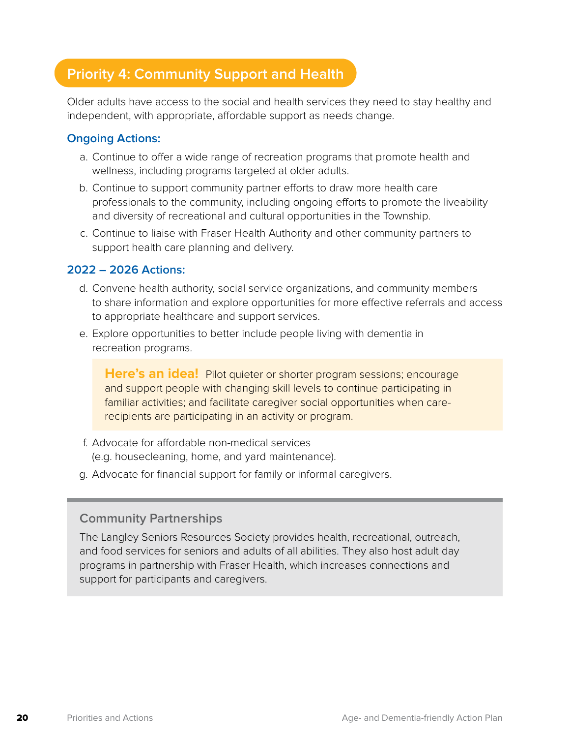## Priority 4: Community Support and Health

Older adults have access to the social and health services they need to stay healthy and independent, with appropriate, affordable support as needs change.

### Ongoing Actions:

a. Continue to offer a wide range of recreation programs that promote health and wellness, including programs targeted at older adults.

b. Continue to support community partner efforts to draw more health care professionals to the community, including ongoing efforts to promote the liveability and diversity of recreational and cultural opportunities in the Township.

c. Continue to liaise with Fraser Health Authority and other community partners to support health care planning and delivery.

### 2022 – 2026 Actions:

d. Convene health authority, social service organizations, and community members to share information and explore opportunities for more effective referrals and access to appropriate healthcare and support services.

e. Explore opportunities to better include people living with dementia in recreation programs.

> **Here's an idea!** Pilot quieter or shorter program sessions; encourage and support people with changing skill levels to continue participating in familiar activities; and facilitate caregiver social opportunities when care-recipients are participating in an activity or program.

f. Advocate for affordable non-medical services (e.g. housecleaning, home, and yard maintenance).

g. Advocate for financial support for family or informal caregivers.

### Community Partnerships

The Langley Seniors Resources Society provides health, recreational, outreach, and food services for seniors and adults of all abilities. They also host adult day programs in partnership with Fraser Health, which increases connections and support for participants and caregivers.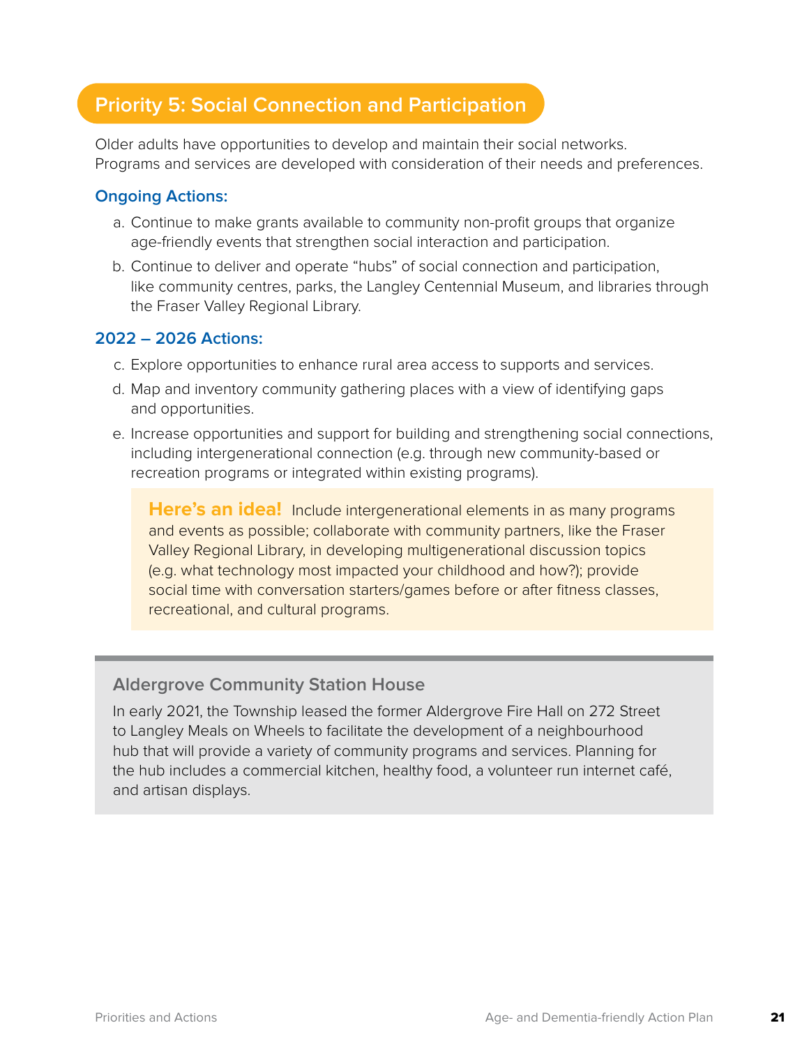## Priority 5: Social Connection and Participation

Older adults have opportunities to develop and maintain their social networks. Programs and services are developed with consideration of their needs and preferences.

### Ongoing Actions:

a. Continue to make grants available to community non-profit groups that organize age-friendly events that strengthen social interaction and participation.

b. Continue to deliver and operate "hubs" of social connection and participation, like community centres, parks, the Langley Centennial Museum, and libraries through the Fraser Valley Regional Library.

### 2022 – 2026 Actions:

c. Explore opportunities to enhance rural area access to supports and services.

d. Map and inventory community gathering places with a view of identifying gaps and opportunities.

e. Increase opportunities and support for building and strengthening social connections, including intergenerational connection (e.g. through new community-based or recreation programs or integrated within existing programs).

> **Here's an idea!** Include intergenerational elements in as many programs and events as possible; collaborate with community partners, like the Fraser Valley Regional Library, in developing multigenerational discussion topics (e.g. what technology most impacted your childhood and how?); provide social time with conversation starters/games before or after fitness classes, recreational, and cultural programs.

### Aldergrove Community Station House

In early 2021, the Township leased the former Aldergrove Fire Hall on 272 Street to Langley Meals on Wheels to facilitate the development of a neighbourhood hub that will provide a variety of community programs and services. Planning for the hub includes a commercial kitchen, healthy food, a volunteer run internet café, and artisan displays.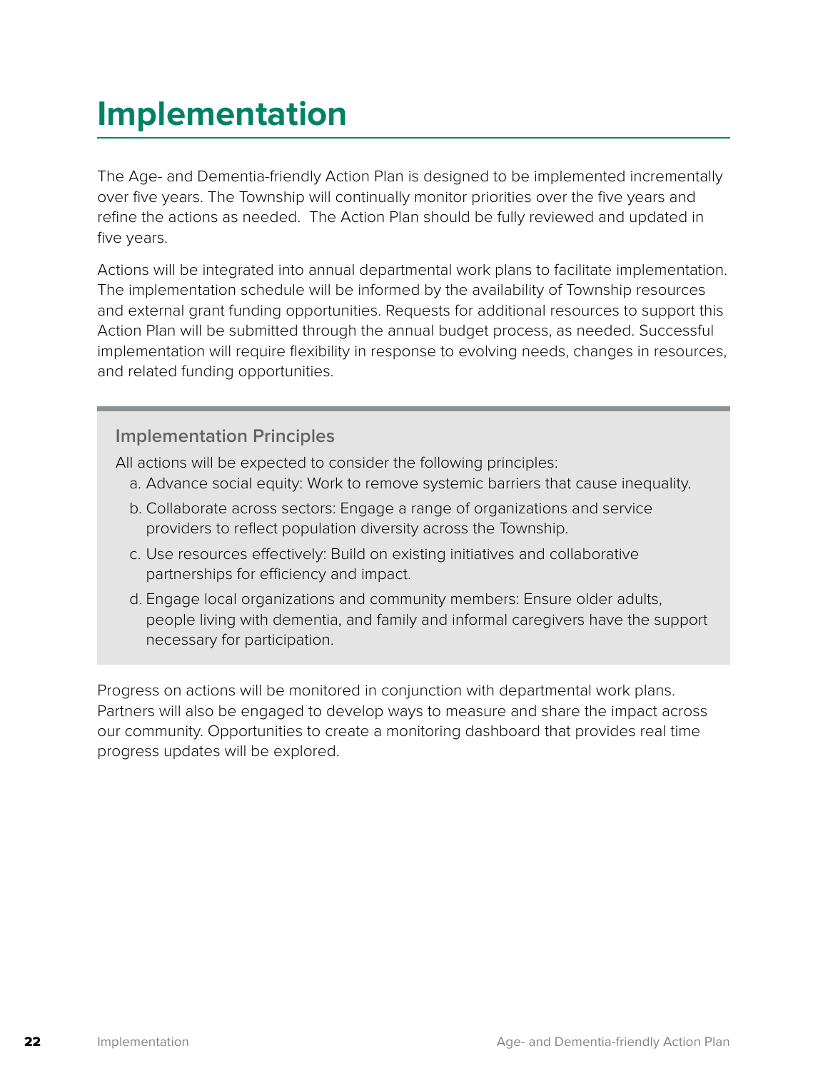# Implementation

The Age- and Dementia-friendly Action Plan is designed to be implemented incrementally over five years. The Township will continually monitor priorities over the five years and refine the actions as needed. The Action Plan should be fully reviewed and updated in five years.

Actions will be integrated into annual departmental work plans to facilitate implementation. The implementation schedule will be informed by the availability of Township resources and external grant funding opportunities. Requests for additional resources to support this Action Plan will be submitted through the annual budget process, as needed. Successful implementation will require flexibility in response to evolving needs, changes in resources, and related funding opportunities.

### Implementation Principles

All actions will be expected to consider the following principles:

a. Advance social equity: Work to remove systemic barriers that cause inequality.

b. Collaborate across sectors: Engage a range of organizations and service providers to reflect population diversity across the Township.

c. Use resources effectively: Build on existing initiatives and collaborative partnerships for efficiency and impact.

d. Engage local organizations and community members: Ensure older adults, people living with dementia, and family and informal caregivers have the support necessary for participation.

Progress on actions will be monitored in conjunction with departmental work plans. Partners will also be engaged to develop ways to measure and share the impact across our community. Opportunities to create a monitoring dashboard that provides real time progress updates will be explored.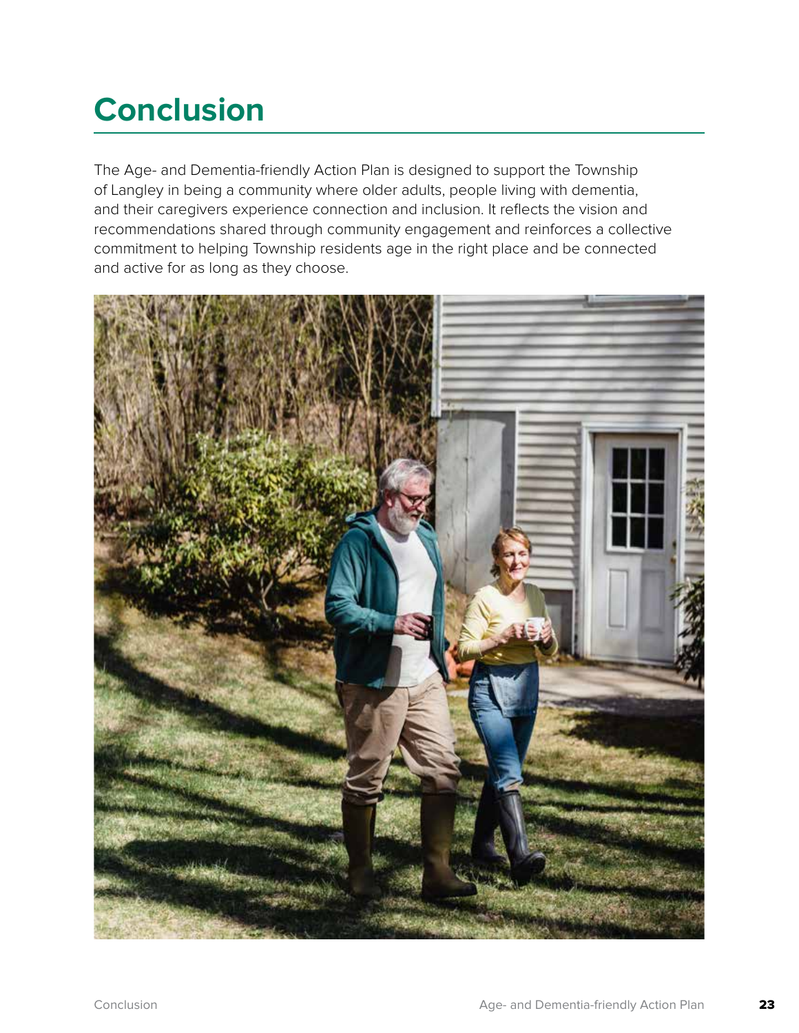# Conclusion

The Age- and Dementia-friendly Action Plan is designed to support the Township of Langley in being a community where older adults, people living with dementia, and their caregivers experience connection and inclusion. It reflects the vision and recommendations shared through community engagement and reinforces a collective commitment to helping Township residents age in the right place and be connected and active for as long as they choose.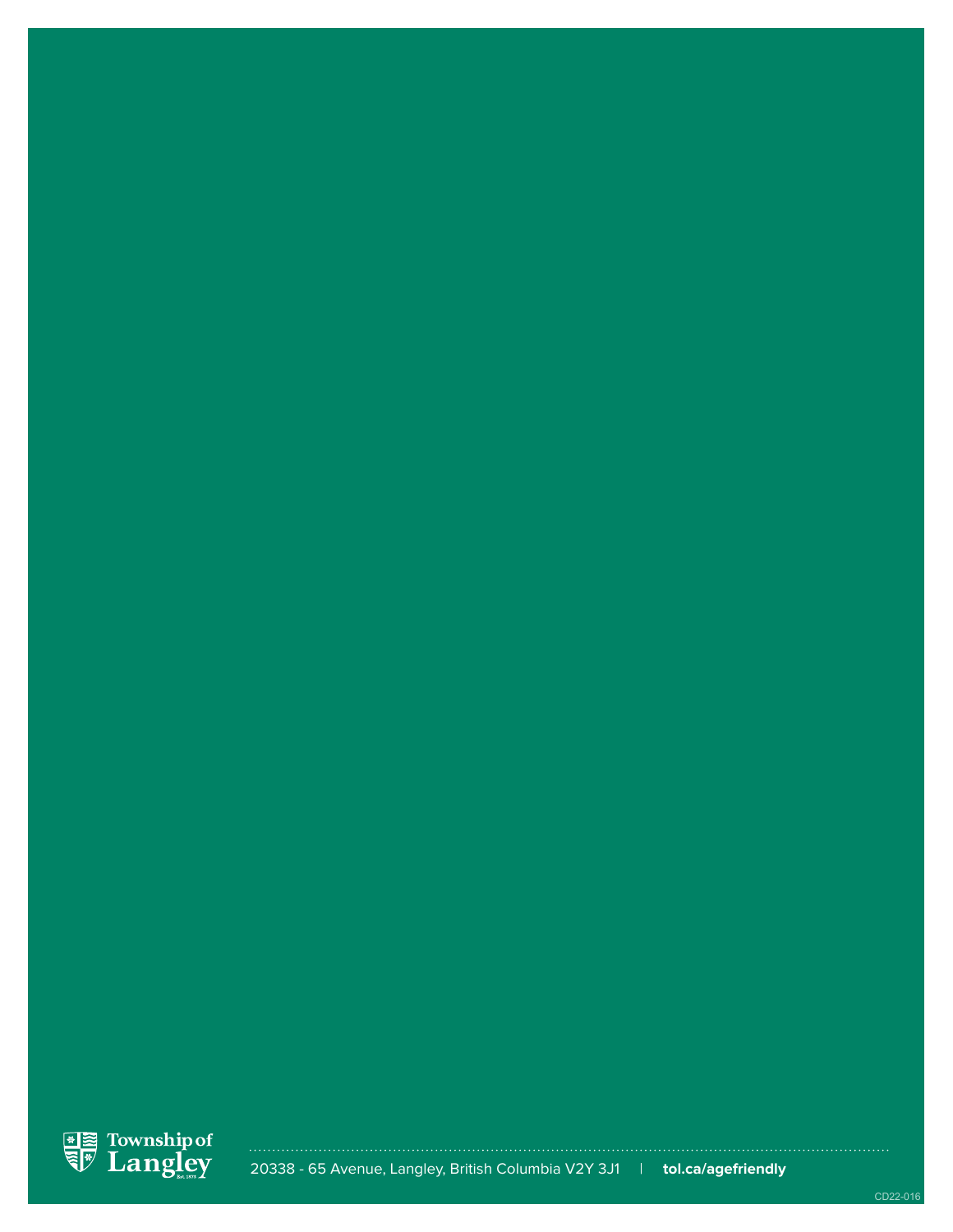Township of Langley

20338 - 65 Avenue, Langley, British Columbia V2Y 3J1 | **tol.ca/agefriendly**

CD22-016